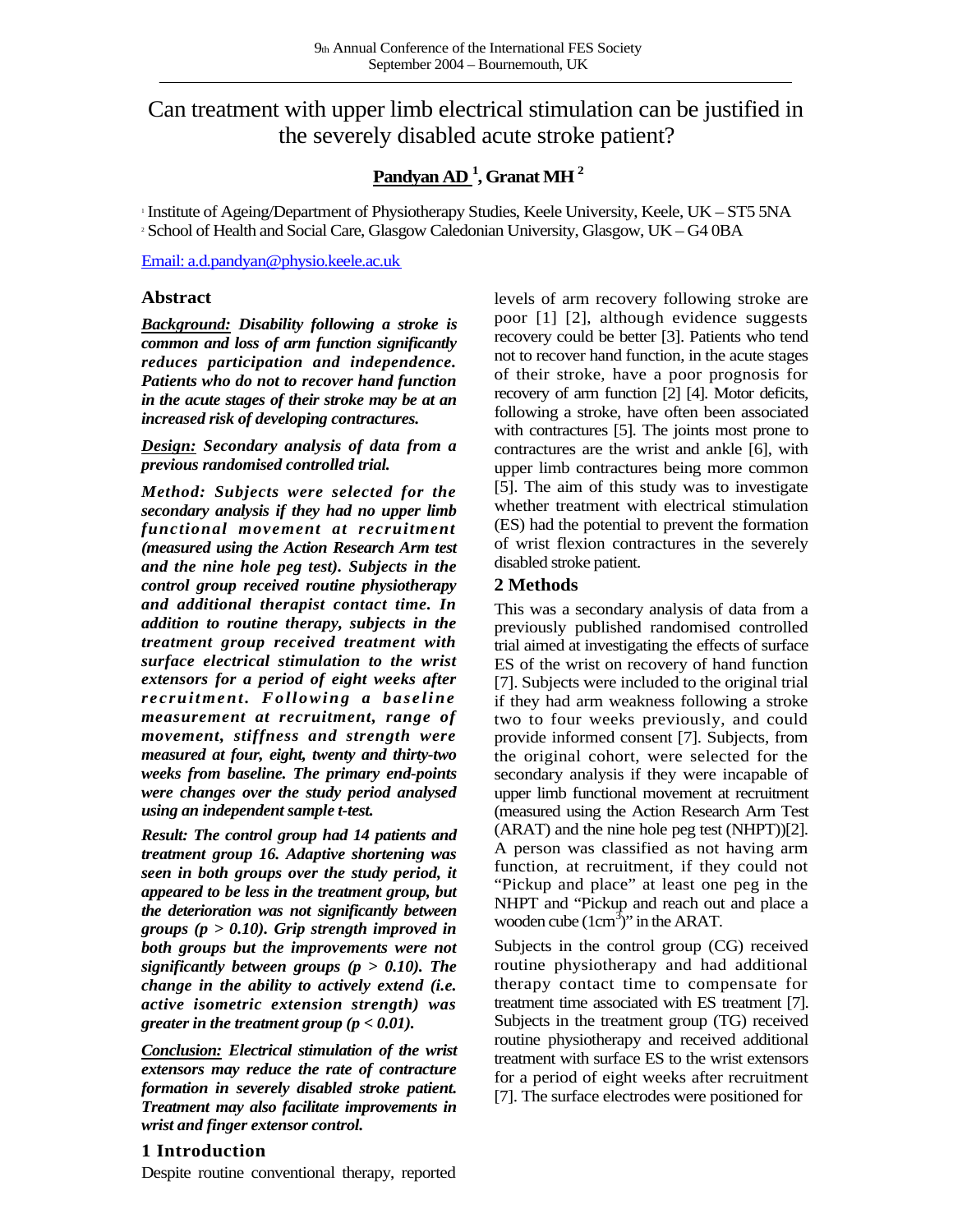# Can treatment with upper limb electrical stimulation can be justified in the severely disabled acute stroke patient?

**Pandyan AD [1], Granat MH [2]**

[1] Institute of Ageing/Department of Physiotherapy Studies, Keele University, Keele, UK – ST5 5NA
[2] School of Health and Social Care, Glasgow Caledonian University, Glasgow, UK – G4 0BA

Email: a.d.pandyan@physio.keele.ac.uk

## Abstract

***Background:*** ***Disability following a stroke is common and loss of arm function significantly reduces participation and independence. Patients who do not to recover hand function in the acute stages of their stroke may be at an increased risk of developing contractures.***

***Design:*** ***Secondary analysis of data from a previous randomised controlled trial.***

***Method: Subjects were selected for the secondary analysis if they had no upper limb functional movement at recruitment (measured using the Action Research Arm test and the nine hole peg test). Subjects in the control group received routine physiotherapy and additional therapist contact time. In addition to routine therapy, subjects in the treatment group received treatment with surface electrical stimulation to the wrist extensors for a period of eight weeks after recruitment. Following a baseline measurement at recruitment, range of movement, stiffness and strength were measured at four, eight, twenty and thirty-two weeks from baseline. The primary end-points were changes over the study period analysed using an independent sample t-test.***

***Result: The control group had 14 patients and treatment group 16. Adaptive shortening was seen in both groups over the study period, it appeared to be less in the treatment group, but the deterioration was not significantly between groups ($p > 0.10$). Grip strength improved in both groups but the improvements were not significantly between groups ($p > 0.10$). The change in the ability to actively extend (i.e. active isometric extension strength) was greater in the treatment group ($p < 0.01$).***

***Conclusion:*** ***Electrical stimulation of the wrist extensors may reduce the rate of contracture formation in severely disabled stroke patient. Treatment may also facilitate improvements in wrist and finger extensor control.***

## 1 Introduction

Despite routine conventional therapy, reported levels of arm recovery following stroke are poor [1] [2], although evidence suggests recovery could be better [3]. Patients who tend not to recover hand function, in the acute stages of their stroke, have a poor prognosis for recovery of arm function [2] [4]. Motor deficits, following a stroke, have often been associated with contractures [5]. The joints most prone to contractures are the wrist and ankle [6], with upper limb contractures being more common [5]. The aim of this study was to investigate whether treatment with electrical stimulation (ES) had the potential to prevent the formation of wrist flexion contractures in the severely disabled stroke patient.

## 2 Methods

This was a secondary analysis of data from a previously published randomised controlled trial aimed at investigating the effects of surface ES of the wrist on recovery of hand function [7]. Subjects were included to the original trial if they had arm weakness following a stroke two to four weeks previously, and could provide informed consent [7]. Subjects, from the original cohort, were selected for the secondary analysis if they were incapable of upper limb functional movement at recruitment (measured using the Action Research Arm Test (ARAT) and the nine hole peg test (NHPT))[2]. A person was classified as not having arm function, at recruitment, if they could not "Pickup and place" at least one peg in the NHPT and "Pickup and reach out and place a wooden cube ($1cm^3$)" in the ARAT.

Subjects in the control group (CG) received routine physiotherapy and had additional therapy contact time to compensate for treatment time associated with ES treatment [7]. Subjects in the treatment group (TG) received routine physiotherapy and received additional treatment with surface ES to the wrist extensors for a period of eight weeks after recruitment [7]. The surface electrodes were positioned for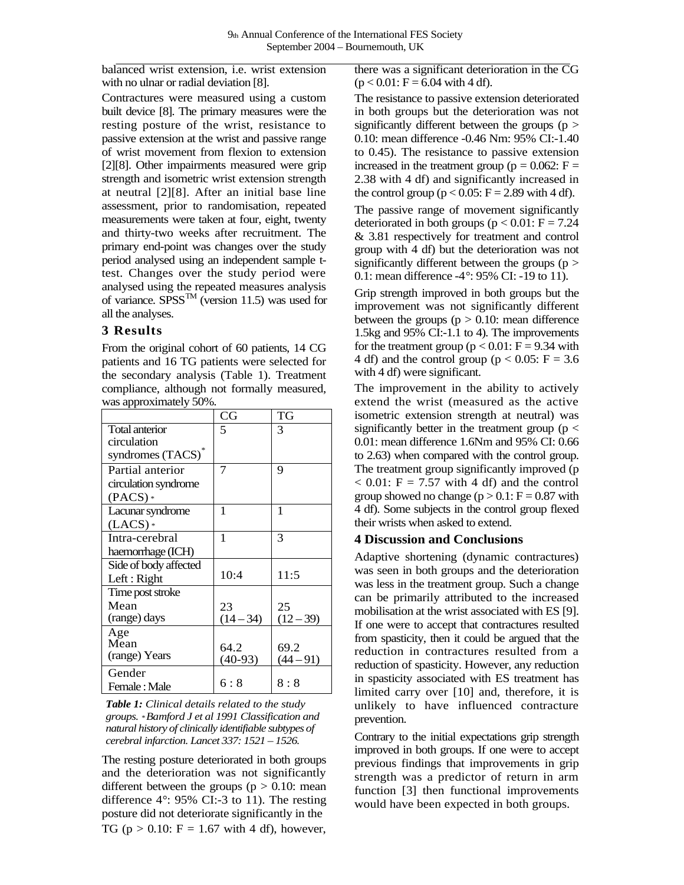balanced wrist extension, i.e. wrist extension with no ulnar or radial deviation [8].

Contractures were measured using a custom built device [8]. The primary measures were the resting posture of the wrist, resistance to passive extension at the wrist and passive range of wrist movement from flexion to extension [2][8]. Other impairments measured were grip strength and isometric wrist extension strength at neutral [2][8]. After an initial base line assessment, prior to randomisation, repeated measurements were taken at four, eight, twenty and thirty-two weeks after recruitment. The primary end-point was changes over the study period analysed using an independent sample t-test. Changes over the study period were analysed using the repeated measures analysis of variance. SPSS™ (version 11.5) was used for all the analyses.

## 3 Results

From the original cohort of 60 patients, 14 CG patients and 16 TG patients were selected for the secondary analysis (Table 1). Treatment compliance, although not formally measured, was approximately 50%.

| | CG | TG |
|---|---|---|
| Total anterior circulation syndromes (TACS)* | 5 | 3 |
| Partial anterior circulation syndrome (PACS)* | 7 | 9 |
| Lacunar syndrome (LACS)* | 1 | 1 |
| Intra-cerebral haemorrhage (ICH) | 1 | 3 |
| Side of body affected Left : Right | 10:4 | 11:5 |
| Time post stroke Mean (range) days | 23 (14 – 34) | 25 (12 – 39) |
| Age Mean (range) Years | 64.2 (40-93) | 69.2 (44 – 91) |
| Gender Female : Male | 6 : 8 | 8 : 8 |

***Table 1:*** *Clinical details related to the study groups. \*Bamford J et al 1991 Classification and natural history of clinically identifiable subtypes of cerebral infarction. Lancet 337: 1521 – 1526.*

The resting posture deteriorated in both groups and the deterioration was not significantly different between the groups ($p > 0.10$: mean difference 4°: 95% CI:-3 to 11). The resting posture did not deteriorate significantly in the TG ($p > 0.10$: $F = 1.67$ with 4 df), however, there was a significant deterioration in the CG ($p < 0.01$: $F = 6.04$ with 4 df).

The resistance to passive extension deteriorated in both groups but the deterioration was not significantly different between the groups ($p > 0.10$: mean difference -0.46 Nm: 95% CI:-1.40 to 0.45). The resistance to passive extension increased in the treatment group ($p = 0.062$: $F = 2.38$ with 4 df) and significantly increased in the control group ($p < 0.05$: $F = 2.89$ with 4 df).

The passive range of movement significantly deteriorated in both groups ($p < 0.01$: $F = 7.24$ & 3.81 respectively for treatment and control group with 4 df) but the deterioration was not significantly different between the groups ($p > 0.1$: mean difference -4°: 95% CI: -19 to 11).

Grip strength improved in both groups but the improvement was not significantly different between the groups ($p > 0.10$: mean difference 1.5kg and 95% CI:-1.1 to 4). The improvements for the treatment group ($p < 0.01$: $F = 9.34$ with 4 df) and the control group ($p < 0.05$: $F = 3.6$ with 4 df) were significant.

The improvement in the ability to actively extend the wrist (measured as the active isometric extension strength at neutral) was significantly better in the treatment group ($p < 0.01$: mean difference 1.6Nm and 95% CI: 0.66 to 2.63) when compared with the control group. The treatment group significantly improved ($p < 0.01$: $F = 7.57$ with 4 df) and the control group showed no change ($p > 0.1$: $F = 0.87$ with 4 df). Some subjects in the control group flexed their wrists when asked to extend.

## 4 Discussion and Conclusions

Adaptive shortening (dynamic contractures) was seen in both groups and the deterioration was less in the treatment group. Such a change can be primarily attributed to the increased mobilisation at the wrist associated with ES [9]. If one were to accept that contractures resulted from spasticity, then it could be argued that the reduction in contractures resulted from a reduction of spasticity. However, any reduction in spasticity associated with ES treatment has limited carry over [10] and, therefore, it is unlikely to have influenced contracture prevention.

Contrary to the initial expectations grip strength improved in both groups. If one were to accept previous findings that improvements in grip strength was a predictor of return in arm function [3] then functional improvements would have been expected in both groups.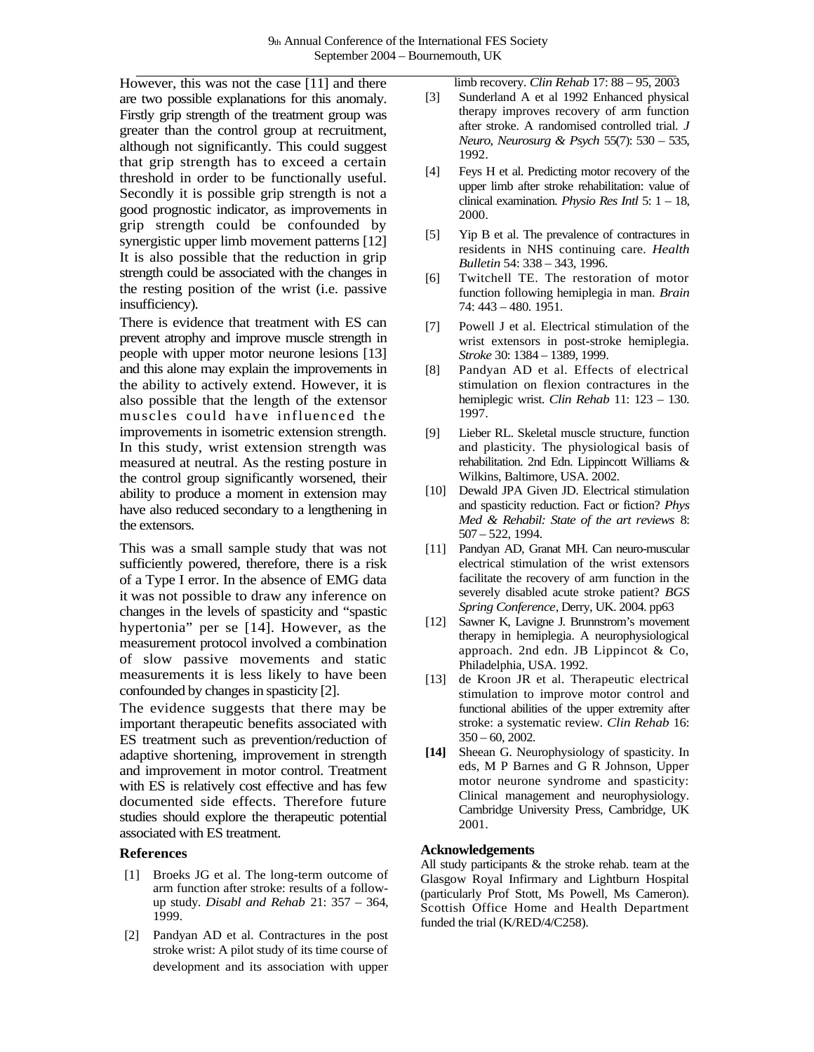However, this was not the case [11] and there are two possible explanations for this anomaly. Firstly grip strength of the treatment group was greater than the control group at recruitment, although not significantly. This could suggest that grip strength has to exceed a certain threshold in order to be functionally useful. Secondly it is possible grip strength is not a good prognostic indicator, as improvements in grip strength could be confounded by synergistic upper limb movement patterns [12] It is also possible that the reduction in grip strength could be associated with the changes in the resting position of the wrist (i.e. passive insufficiency).

There is evidence that treatment with ES can prevent atrophy and improve muscle strength in people with upper motor neurone lesions [13] and this alone may explain the improvements in the ability to actively extend. However, it is also possible that the length of the extensor muscles could have influenced the improvements in isometric extension strength. In this study, wrist extension strength was measured at neutral. As the resting posture in the control group significantly worsened, their ability to produce a moment in extension may have also reduced secondary to a lengthening in the extensors.

This was a small sample study that was not sufficiently powered, therefore, there is a risk of a Type I error. In the absence of EMG data it was not possible to draw any inference on changes in the levels of spasticity and "spastic hypertonia" per se [14]. However, as the measurement protocol involved a combination of slow passive movements and static measurements it is less likely to have been confounded by changes in spasticity [2].

The evidence suggests that there may be important therapeutic benefits associated with ES treatment such as prevention/reduction of adaptive shortening, improvement in strength and improvement in motor control. Treatment with ES is relatively cost effective and has few documented side effects. Therefore future studies should explore the therapeutic potential associated with ES treatment.

## References

[1] Broeks JG et al. The long-term outcome of arm function after stroke: results of a follow-up study. *Disabl and Rehab* 21: 357 – 364, 1999.

[2] Pandyan AD et al. Contractures in the post stroke wrist: A pilot study of its time course of development and its association with upper limb recovery. *Clin Rehab* 17: 88 – 95, 2003

[3] Sunderland A et al 1992 Enhanced physical therapy improves recovery of arm function after stroke. A randomised controlled trial. *J Neuro, Neurosurg & Psych* 55(7): 530 – 535, 1992.

[4] Feys H et al. Predicting motor recovery of the upper limb after stroke rehabilitation: value of clinical examination. *Physio Res Intl* 5: 1 – 18, 2000.

[5] Yip B et al. The prevalence of contractures in residents in NHS continuing care. *Health Bulletin* 54: 338 – 343, 1996.

[6] Twitchell TE. The restoration of motor function following hemiplegia in man. *Brain* 74: 443 – 480. 1951.

[7] Powell J et al. Electrical stimulation of the wrist extensors in post-stroke hemiplegia. *Stroke* 30: 1384 – 1389, 1999.

[8] Pandyan AD et al. Effects of electrical stimulation on flexion contractures in the hemiplegic wrist. *Clin Rehab* 11: 123 – 130. 1997.

[9] Lieber RL. Skeletal muscle structure, function and plasticity. The physiological basis of rehabilitation. 2nd Edn. Lippincott Williams & Wilkins, Baltimore, USA. 2002.

[10] Dewald JPA Given JD. Electrical stimulation and spasticity reduction. Fact or fiction? *Phys Med & Rehabil: State of the art reviews* 8: 507 – 522, 1994.

[11] Pandyan AD, Granat MH. Can neuro-muscular electrical stimulation of the wrist extensors facilitate the recovery of arm function in the severely disabled acute stroke patient? *BGS Spring Conference*, Derry, UK. 2004. pp63

[12] Sawner K, Lavigne J. Brunnstrom's movement therapy in hemiplegia. A neurophysiological approach. 2nd edn. JB Lippincot & Co, Philadelphia, USA. 1992.

[13] de Kroon JR et al. Therapeutic electrical stimulation to improve motor control and functional abilities of the upper extremity after stroke: a systematic review. *Clin Rehab* 16: 350 – 60, 2002.

**[14]** Sheean G. Neurophysiology of spasticity. In eds, M P Barnes and G R Johnson, Upper motor neurone syndrome and spasticity: Clinical management and neurophysiology. Cambridge University Press, Cambridge, UK 2001.

### Acknowledgements

All study participants & the stroke rehab. team at the Glasgow Royal Infirmary and Lightburn Hospital (particularly Prof Stott, Ms Powell, Ms Cameron). Scottish Office Home and Health Department funded the trial (K/RED/4/C258).